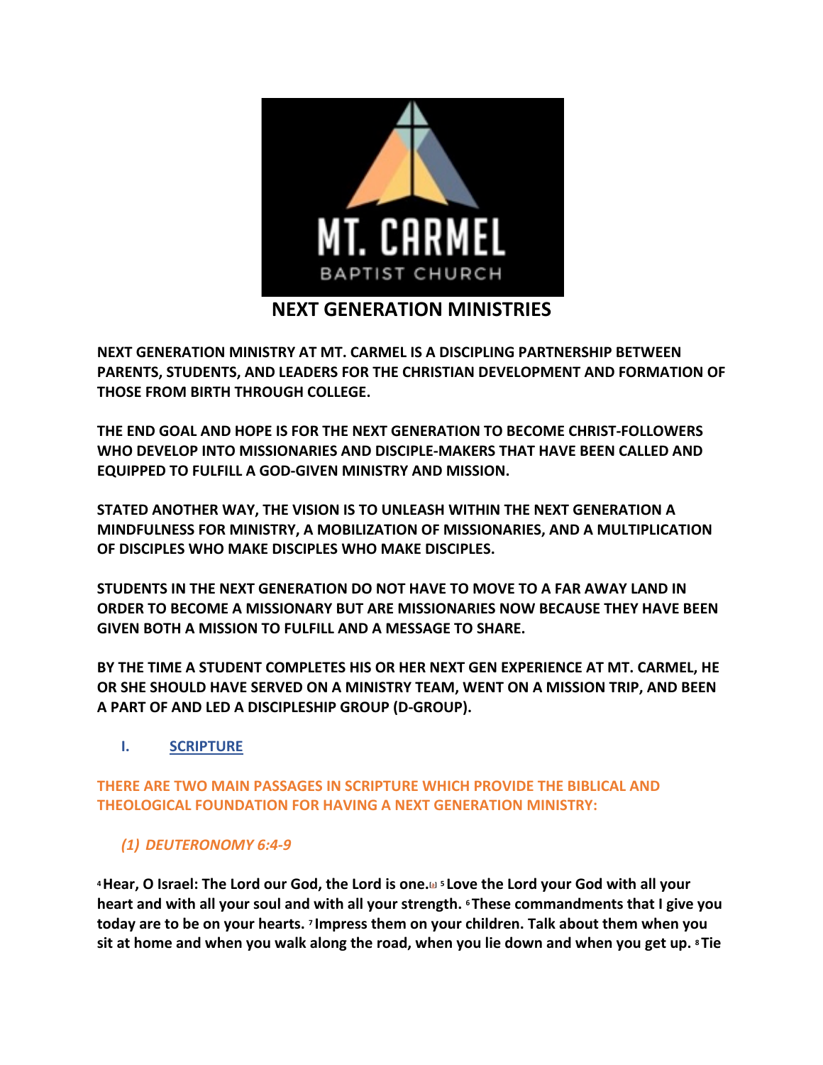MT. CARMEL

BAPTIST CHURCH

# NEXT GENERATION MINISTRIES

**NEXT GENERATION MINISTRY AT MT. CARMEL IS A DISCIPLING PARTNERSHIP BETWEEN PARENTS, STUDENTS, AND LEADERS FOR THE CHRISTIAN DEVELOPMENT AND FORMATION OF THOSE FROM BIRTH THROUGH COLLEGE.**

**THE END GOAL AND HOPE IS FOR THE NEXT GENERATION TO BECOME CHRIST-FOLLOWERS WHO DEVELOP INTO MISSIONARIES AND DISCIPLE-MAKERS THAT HAVE BEEN CALLED AND EQUIPPED TO FULFILL A GOD-GIVEN MINISTRY AND MISSION.**

**STATED ANOTHER WAY, THE VISION IS TO UNLEASH WITHIN THE NEXT GENERATION A MINDFULNESS FOR MINISTRY, A MOBILIZATION OF MISSIONARIES, AND A MULTIPLICATION OF DISCIPLES WHO MAKE DISCIPLES WHO MAKE DISCIPLES.**

**STUDENTS IN THE NEXT GENERATION DO NOT HAVE TO MOVE TO A FAR AWAY LAND IN ORDER TO BECOME A MISSIONARY BUT ARE MISSIONARIES NOW BECAUSE THEY HAVE BEEN GIVEN BOTH A MISSION TO FULFILL AND A MESSAGE TO SHARE.**

**BY THE TIME A STUDENT COMPLETES HIS OR HER NEXT GEN EXPERIENCE AT MT. CARMEL, HE OR SHE SHOULD HAVE SERVED ON A MINISTRY TEAM, WENT ON A MISSION TRIP, AND BEEN A PART OF AND LED A DISCIPLESHIP GROUP (D-GROUP).**

## I. SCRIPTURE

**THERE ARE TWO MAIN PASSAGES IN SCRIPTURE WHICH PROVIDE THE BIBLICAL AND THEOLOGICAL FOUNDATION FOR HAVING A NEXT GENERATION MINISTRY:**

### *(1) DEUTERONOMY 6:4-9*

**[4] Hear, O Israel: The Lord our God, the Lord is one.[a] [5] Love the Lord your God with all your heart and with all your soul and with all your strength. [6] These commandments that I give you today are to be on your hearts. [7] Impress them on your children. Talk about them when you sit at home and when you walk along the road, when you lie down and when you get up. [8] Tie**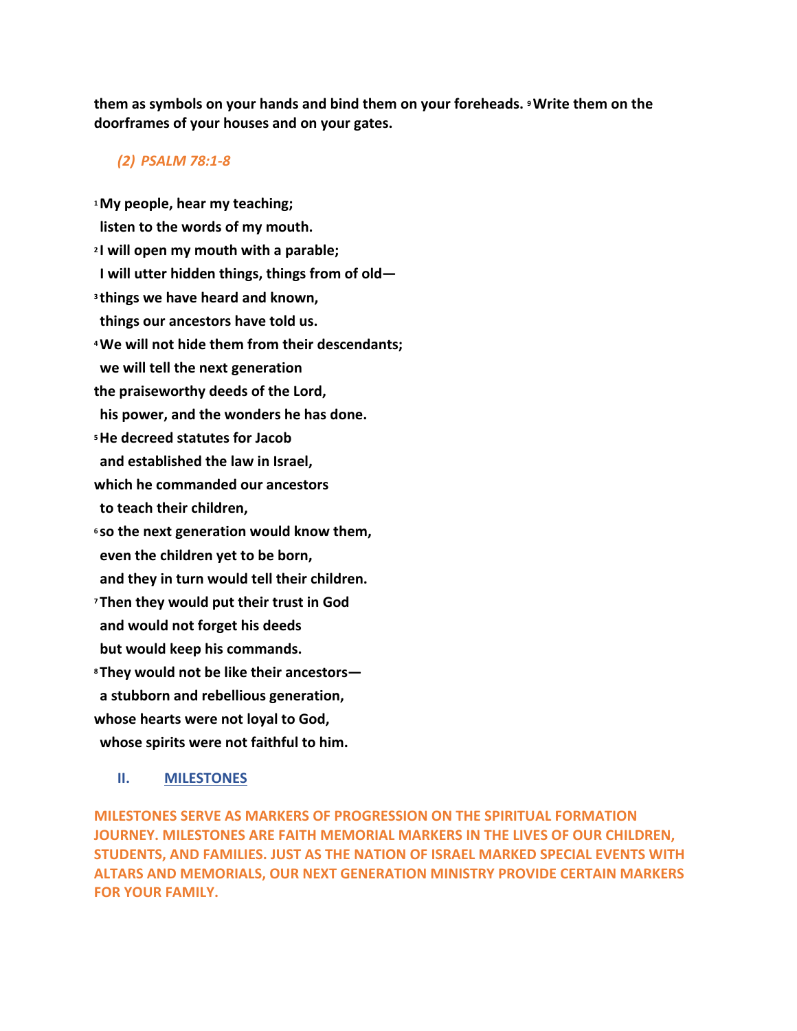**them as symbols on your hands and bind them on your foreheads. [9] Write them on the doorframes of your houses and on your gates.**

### *(2) PSALM 78:1-8*

**[1] My people, hear my teaching;**
**listen to the words of my mouth.**
**[2] I will open my mouth with a parable;**
**I will utter hidden things, things from of old—**
**[3] things we have heard and known,**
**things our ancestors have told us.**
**[4] We will not hide them from their descendants;**
**we will tell the next generation**
**the praiseworthy deeds of the Lord,**
**his power, and the wonders he has done.**
**[5] He decreed statutes for Jacob**
**and established the law in Israel,**
**which he commanded our ancestors**
**to teach their children,**
**[6] so the next generation would know them,**
**even the children yet to be born,**
**and they in turn would tell their children.**
**[7] Then they would put their trust in God**
**and would not forget his deeds**
**but would keep his commands.**
**[8] They would not be like their ancestors—**
**a stubborn and rebellious generation,**
**whose hearts were not loyal to God,**
**whose spirits were not faithful to him.**

## II. MILESTONES

**MILESTONES SERVE AS MARKERS OF PROGRESSION ON THE SPIRITUAL FORMATION JOURNEY. MILESTONES ARE FAITH MEMORIAL MARKERS IN THE LIVES OF OUR CHILDREN, STUDENTS, AND FAMILIES. JUST AS THE NATION OF ISRAEL MARKED SPECIAL EVENTS WITH ALTARS AND MEMORIALS, OUR NEXT GENERATION MINISTRY PROVIDE CERTAIN MARKERS FOR YOUR FAMILY.**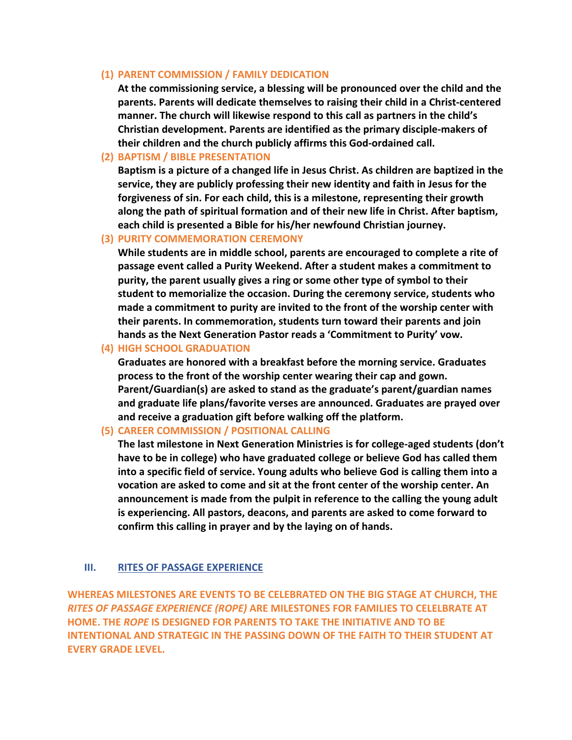**(1) PARENT COMMISSION / FAMILY DEDICATION**

**At the commissioning service, a blessing will be pronounced over the child and the parents. Parents will dedicate themselves to raising their child in a Christ-centered manner. The church will likewise respond to this call as partners in the child's Christian development. Parents are identified as the primary disciple-makers of their children and the church publicly affirms this God-ordained call.**

**(2) BAPTISM / BIBLE PRESENTATION**

**Baptism is a picture of a changed life in Jesus Christ. As children are baptized in the service, they are publicly professing their new identity and faith in Jesus for the forgiveness of sin. For each child, this is a milestone, representing their growth along the path of spiritual formation and of their new life in Christ. After baptism, each child is presented a Bible for his/her newfound Christian journey.**

**(3) PURITY COMMEMORATION CEREMONY**

**While students are in middle school, parents are encouraged to complete a rite of passage event called a Purity Weekend. After a student makes a commitment to purity, the parent usually gives a ring or some other type of symbol to their student to memorialize the occasion. During the ceremony service, students who made a commitment to purity are invited to the front of the worship center with their parents. In commemoration, students turn toward their parents and join hands as the Next Generation Pastor reads a 'Commitment to Purity' vow.**

**(4) HIGH SCHOOL GRADUATION**

**Graduates are honored with a breakfast before the morning service. Graduates process to the front of the worship center wearing their cap and gown. Parent/Guardian(s) are asked to stand as the graduate's parent/guardian names and graduate life plans/favorite verses are announced. Graduates are prayed over and receive a graduation gift before walking off the platform.**

**(5) CAREER COMMISSION / POSITIONAL CALLING**

**The last milestone in Next Generation Ministries is for college-aged students (don't have to be in college) who have graduated college or believe God has called them into a specific field of service. Young adults who believe God is calling them into a vocation are asked to come and sit at the front center of the worship center. An announcement is made from the pulpit in reference to the calling the young adult is experiencing. All pastors, deacons, and parents are asked to come forward to confirm this calling in prayer and by the laying on of hands.**

## III. RITES OF PASSAGE EXPERIENCE

**WHEREAS MILESTONES ARE EVENTS TO BE CELEBRATED ON THE BIG STAGE AT CHURCH, THE *RITES OF PASSAGE EXPERIENCE (ROPE)* ARE MILESTONES FOR FAMILIES TO CELELBRATE AT HOME. THE *ROPE* IS DESIGNED FOR PARENTS TO TAKE THE INITIATIVE AND TO BE INTENTIONAL AND STRATEGIC IN THE PASSING DOWN OF THE FAITH TO THEIR STUDENT AT EVERY GRADE LEVEL.**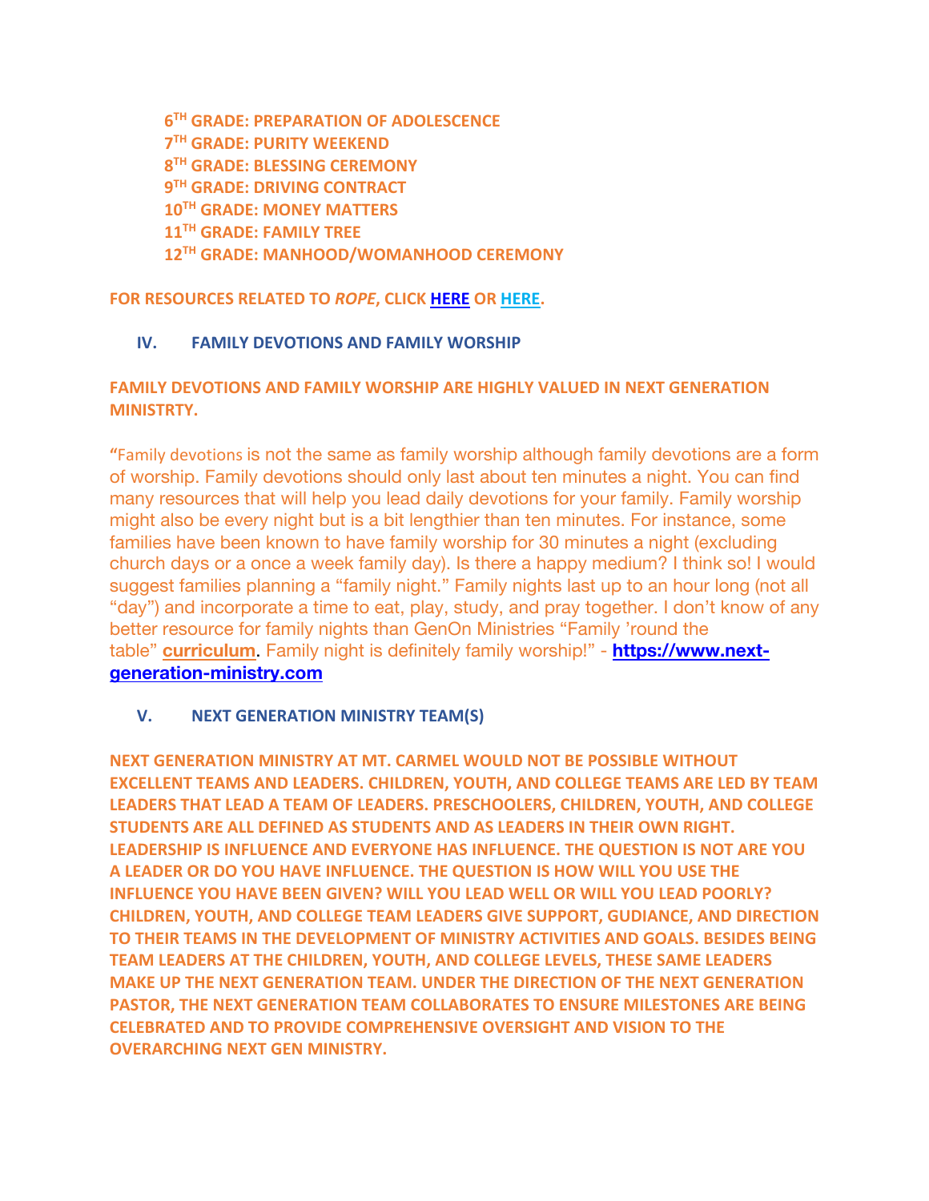**6TH GRADE: PREPARATION OF ADOLESCENCE**
**7TH GRADE: PURITY WEEKEND**
**8TH GRADE: BLESSING CEREMONY**
**9TH GRADE: DRIVING CONTRACT**
**10TH GRADE: MONEY MATTERS**
**11TH GRADE: FAMILY TREE**
**12TH GRADE: MANHOOD/WOMANHOOD CEREMONY**

**FOR RESOURCES RELATED TO *ROPE*, CLICK HERE OR HERE.**

## IV. FAMILY DEVOTIONS AND FAMILY WORSHIP

**FAMILY DEVOTIONS AND FAMILY WORSHIP ARE HIGHLY VALUED IN NEXT GENERATION MINISTRTY.**

"Family devotions is not the same as family worship although family devotions are a form of worship. Family devotions should only last about ten minutes a night. You can find many resources that will help you lead daily devotions for your family. Family worship might also be every night but is a bit lengthier than ten minutes. For instance, some families have been known to have family worship for 30 minutes a night (excluding church days or a once a week family day). Is there a happy medium? I think so! I would suggest families planning a "family night." Family nights last up to an hour long (not all "day") and incorporate a time to eat, play, study, and pray together. I don't know of any better resource for family nights than GenOn Ministries "Family 'round the table" **curriculum**. Family night is definitely family worship!" - **https://www.next-generation-ministry.com**

## V. NEXT GENERATION MINISTRY TEAM(S)

**NEXT GENERATION MINISTRY AT MT. CARMEL WOULD NOT BE POSSIBLE WITHOUT EXCELLENT TEAMS AND LEADERS. CHILDREN, YOUTH, AND COLLEGE TEAMS ARE LED BY TEAM LEADERS THAT LEAD A TEAM OF LEADERS. PRESCHOOLERS, CHILDREN, YOUTH, AND COLLEGE STUDENTS ARE ALL DEFINED AS STUDENTS AND AS LEADERS IN THEIR OWN RIGHT. LEADERSHIP IS INFLUENCE AND EVERYONE HAS INFLUENCE. THE QUESTION IS NOT ARE YOU A LEADER OR DO YOU HAVE INFLUENCE. THE QUESTION IS HOW WILL YOU USE THE INFLUENCE YOU HAVE BEEN GIVEN? WILL YOU LEAD WELL OR WILL YOU LEAD POORLY? CHILDREN, YOUTH, AND COLLEGE TEAM LEADERS GIVE SUPPORT, GUDIANCE, AND DIRECTION TO THEIR TEAMS IN THE DEVELOPMENT OF MINISTRY ACTIVITIES AND GOALS. BESIDES BEING TEAM LEADERS AT THE CHILDREN, YOUTH, AND COLLEGE LEVELS, THESE SAME LEADERS MAKE UP THE NEXT GENERATION TEAM. UNDER THE DIRECTION OF THE NEXT GENERATION PASTOR, THE NEXT GENERATION TEAM COLLABORATES TO ENSURE MILESTONES ARE BEING CELEBRATED AND TO PROVIDE COMPREHENSIVE OVERSIGHT AND VISION TO THE OVERARCHING NEXT GEN MINISTRY.**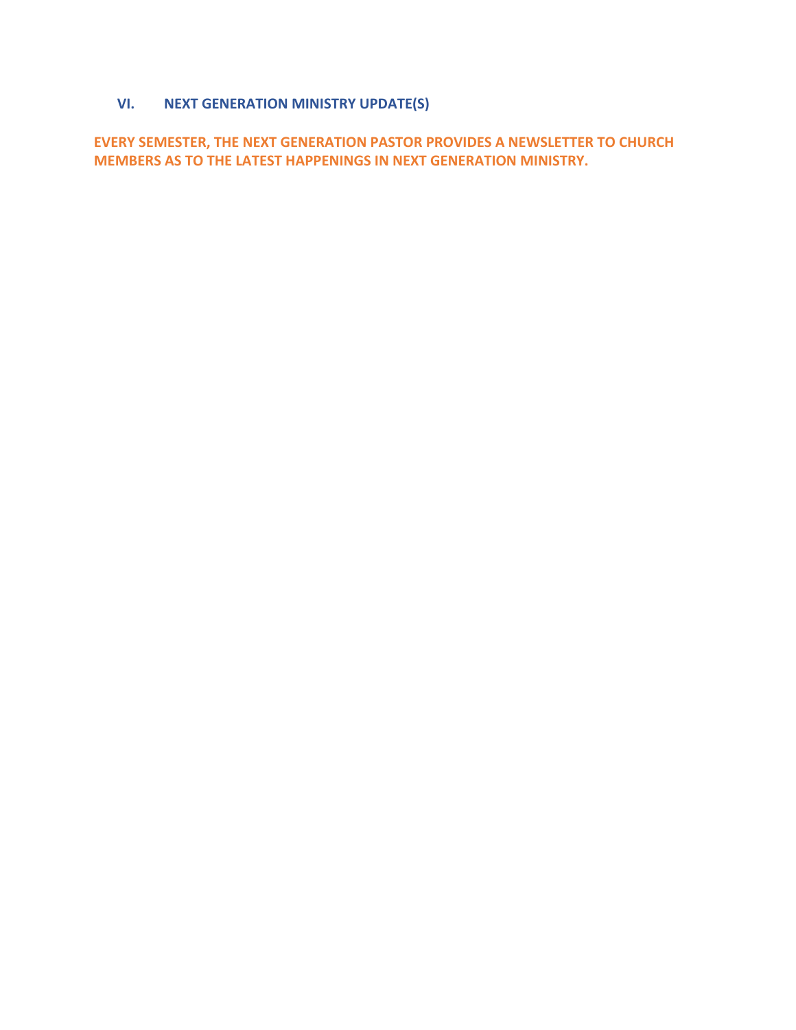## VI. NEXT GENERATION MINISTRY UPDATE(S)

**EVERY SEMESTER, THE NEXT GENERATION PASTOR PROVIDES A NEWSLETTER TO CHURCH MEMBERS AS TO THE LATEST HAPPENINGS IN NEXT GENERATION MINISTRY.**